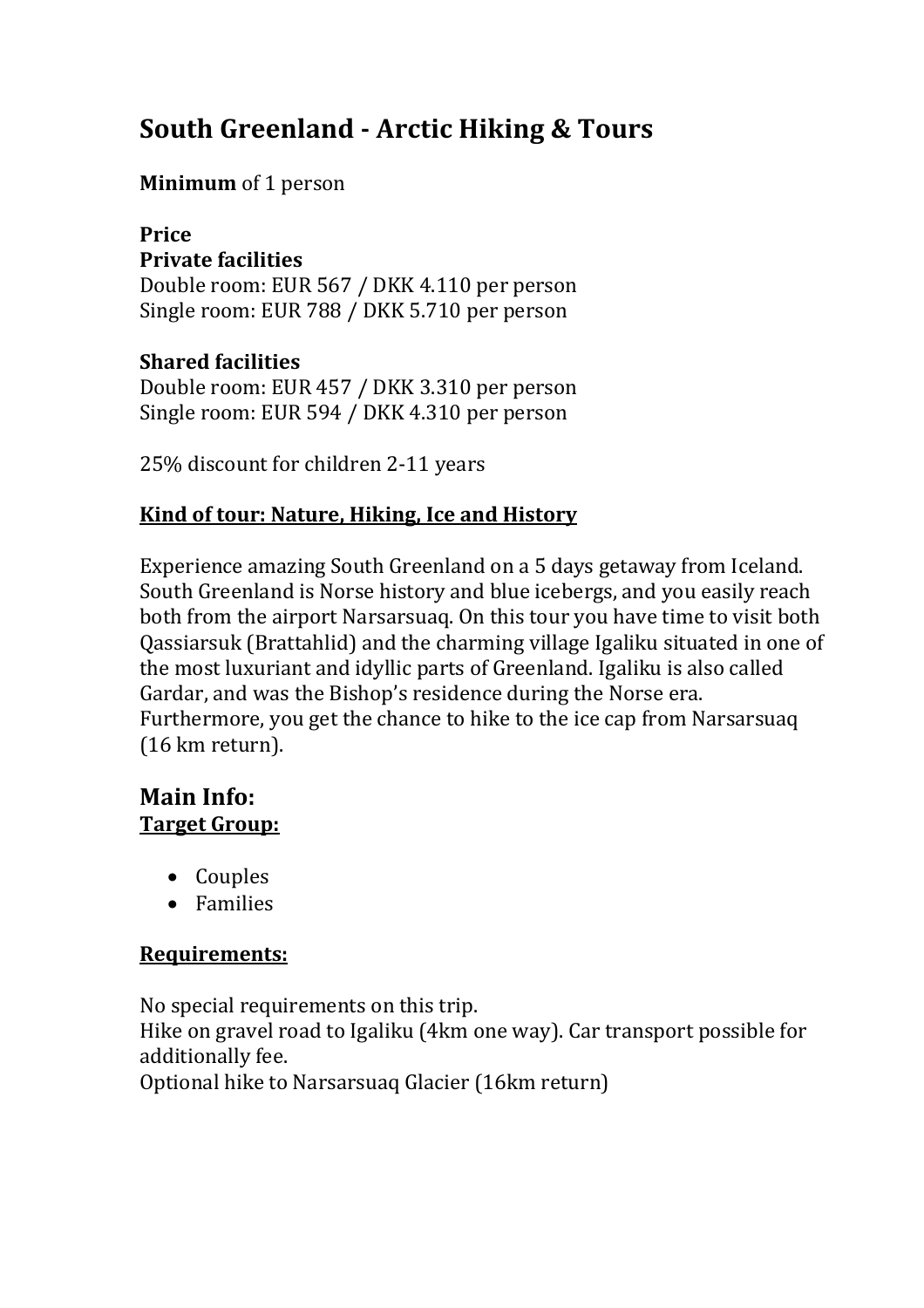# South Greenland - Arctic Hiking & Tours

**Minimum** of 1 person

**Price**
**Private facilities**
Double room: EUR 567 / DKK 4.110 per person
Single room: EUR 788 / DKK 5.710 per person

**Shared facilities**
Double room: EUR 457 / DKK 3.310 per person
Single room: EUR 594 / DKK 4.310 per person

25% discount for children 2-11 years

**<u>Kind of tour: Nature, Hiking, Ice and History</u>**

Experience amazing South Greenland on a 5 days getaway from Iceland. South Greenland is Norse history and blue icebergs, and you easily reach both from the airport Narsarsuaq. On this tour you have time to visit both Qassiarsuk (Brattahlid) and the charming village Igaliku situated in one of the most luxuriant and idyllic parts of Greenland. Igaliku is also called Gardar, and was the Bishop's residence during the Norse era. Furthermore, you get the chance to hike to the ice cap from Narsarsuaq (16 km return).

## Main Info:

**<u>Target Group:</u>**

- Couples
- Families

**<u>Requirements:</u>**

No special requirements on this trip.
Hike on gravel road to Igaliku (4km one way). Car transport possible for additionally fee.
Optional hike to Narsarsuaq Glacier (16km return)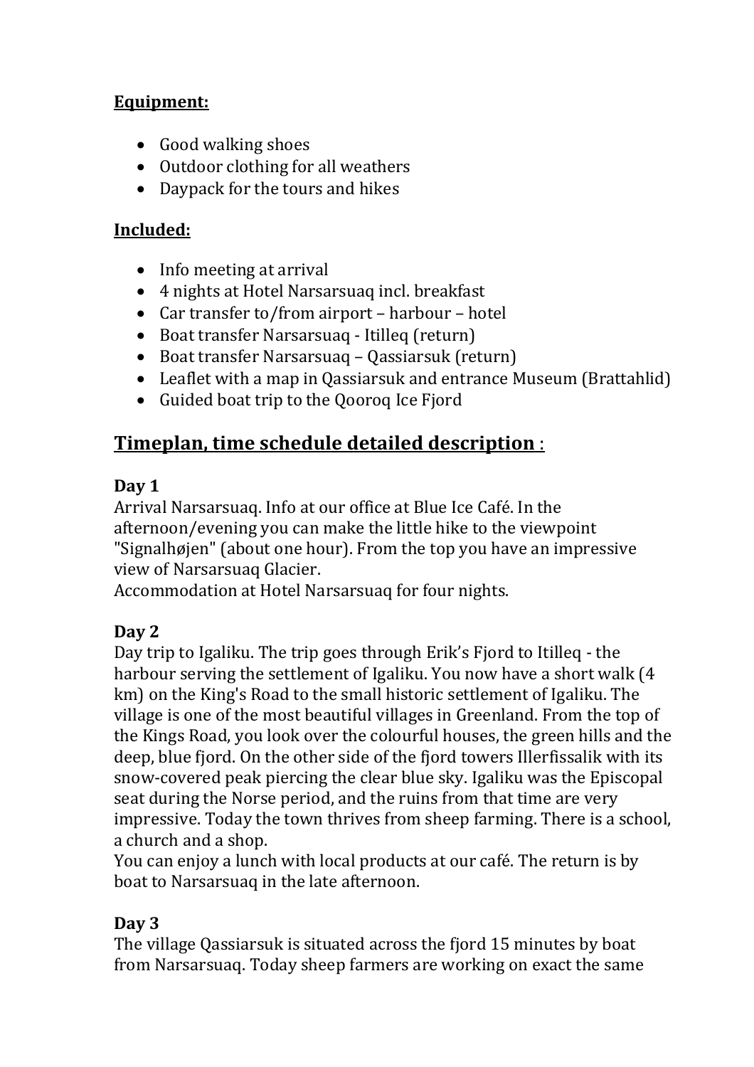**Equipment:**

- Good walking shoes
- Outdoor clothing for all weathers
- Daypack for the tours and hikes

**Included:**

- Info meeting at arrival
- 4 nights at Hotel Narsarsuaq incl. breakfast
- Car transfer to/from airport – harbour – hotel
- Boat transfer Narsarsuaq - Itilleq (return)
- Boat transfer Narsarsuaq – Qassiarsuk (return)
- Leaflet with a map in Qassiarsuk and entrance Museum (Brattahlid)
- Guided boat trip to the Qooroq Ice Fjord

## Timeplan, time schedule detailed description :

### Day 1

Arrival Narsarsuaq. Info at our office at Blue Ice Café. In the afternoon/evening you can make the little hike to the viewpoint "Signalhøjen" (about one hour). From the top you have an impressive view of Narsarsuaq Glacier.
Accommodation at Hotel Narsarsuaq for four nights.

### Day 2

Day trip to Igaliku. The trip goes through Erik's Fjord to Itilleq - the harbour serving the settlement of Igaliku. You now have a short walk (4 km) on the King's Road to the small historic settlement of Igaliku. The village is one of the most beautiful villages in Greenland. From the top of the Kings Road, you look over the colourful houses, the green hills and the deep, blue fjord. On the other side of the fjord towers Illerfissalik with its snow-covered peak piercing the clear blue sky. Igaliku was the Episcopal seat during the Norse period, and the ruins from that time are very impressive. Today the town thrives from sheep farming. There is a school, a church and a shop.
You can enjoy a lunch with local products at our café. The return is by boat to Narsarsuaq in the late afternoon.

### Day 3

The village Qassiarsuk is situated across the fjord 15 minutes by boat from Narsarsuaq. Today sheep farmers are working on exact the same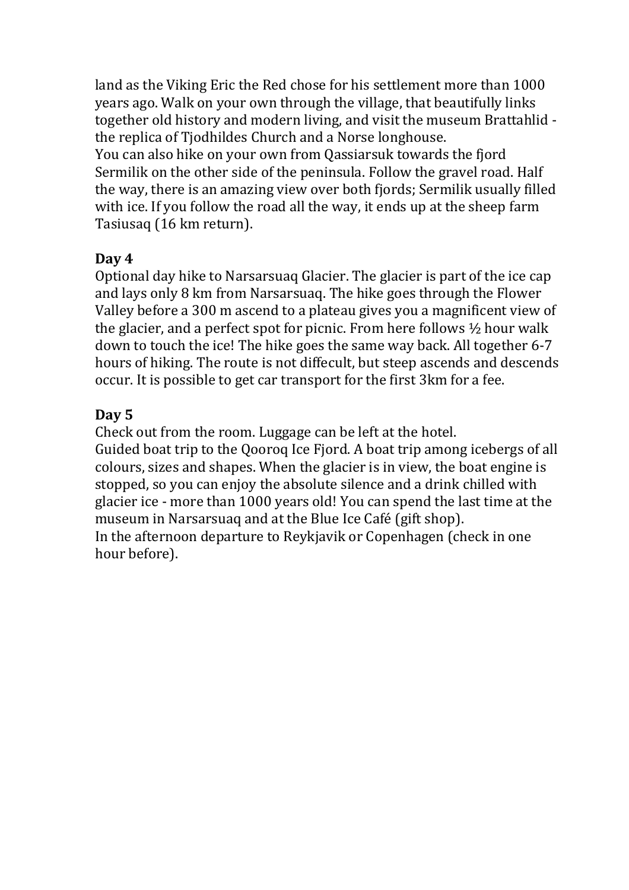land as the Viking Eric the Red chose for his settlement more than 1000 years ago. Walk on your own through the village, that beautifully links together old history and modern living, and visit the museum Brattahlid - the replica of Tjodhildes Church and a Norse longhouse.
You can also hike on your own from Qassiarsuk towards the fjord Sermilik on the other side of the peninsula. Follow the gravel road. Half the way, there is an amazing view over both fjords; Sermilik usually filled with ice. If you follow the road all the way, it ends up at the sheep farm Tasiusaq (16 km return).

**Day 4**
Optional day hike to Narsarsuaq Glacier. The glacier is part of the ice cap and lays only 8 km from Narsarsuaq. The hike goes through the Flower Valley before a 300 m ascend to a plateau gives you a magnificent view of the glacier, and a perfect spot for picnic. From here follows ½ hour walk down to touch the ice! The hike goes the same way back. All together 6-7 hours of hiking. The route is not diffecult, but steep ascends and descends occur. It is possible to get car transport for the first 3km for a fee.

**Day 5**
Check out from the room. Luggage can be left at the hotel.
Guided boat trip to the Qooroq Ice Fjord. A boat trip among icebergs of all colours, sizes and shapes. When the glacier is in view, the boat engine is stopped, so you can enjoy the absolute silence and a drink chilled with glacier ice - more than 1000 years old! You can spend the last time at the museum in Narsarsuaq and at the Blue Ice Café (gift shop).
In the afternoon departure to Reykjavik or Copenhagen (check in one hour before).